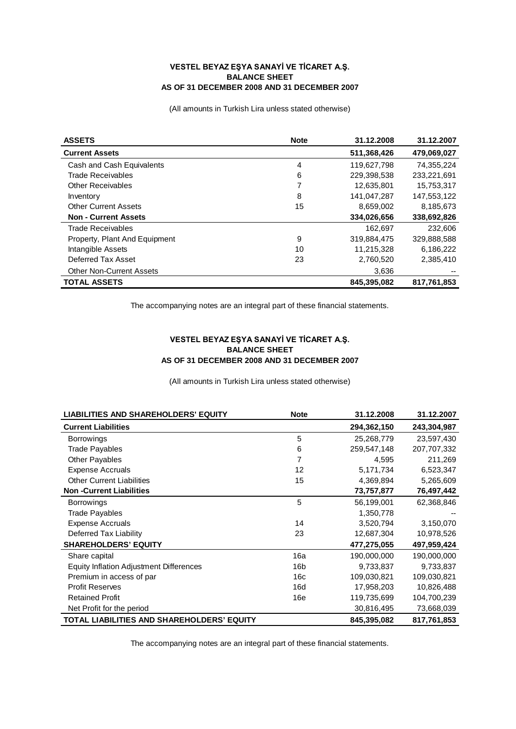**VESTEL BEYAZ EŞYA SANAYİ VE TİCARET A.Ş.**
**BALANCE SHEET**
**AS OF 31 DECEMBER 2008 AND 31 DECEMBER 2007**

(All amounts in Turkish Lira unless stated otherwise)

| ASSETS | Note | 31.12.2008 | 31.12.2007 |
|---|---|---|---|
| **Current Assets** | | **511,368,426** | **479,069,027** |
| Cash and Cash Equivalents | 4 | 119,627,798 | 74,355,224 |
| Trade Receivables | 6 | 229,398,538 | 233,221,691 |
| Other Receivables | 7 | 12,635,801 | 15,753,317 |
| Inventory | 8 | 141,047,287 | 147,553,122 |
| Other Current Assets | 15 | 8,659,002 | 8,185,673 |
| **Non - Current Assets** | | **334,026,656** | **338,692,826** |
| Trade Receivables | | 162,697 | 232,606 |
| Property, Plant And Equipment | 9 | 319,884,475 | 329,888,588 |
| Intangible Assets | 10 | 11,215,328 | 6,186,222 |
| Deferred Tax Asset | 23 | 2,760,520 | 2,385,410 |
| Other Non-Current Assets | | 3,636 | -- |
| **TOTAL ASSETS** | | **845,395,082** | **817,761,853** |

The accompanying notes are an integral part of these financial statements.

**VESTEL BEYAZ EŞYA SANAYİ VE TİCARET A.Ş.**
**BALANCE SHEET**
**AS OF 31 DECEMBER 2008 AND 31 DECEMBER 2007**

(All amounts in Turkish Lira unless stated otherwise)

| LIABILITIES AND SHAREHOLDERS' EQUITY | Note | 31.12.2008 | 31.12.2007 |
|---|---|---|---|
| **Current Liabilities** | | **294,362,150** | **243,304,987** |
| Borrowings | 5 | 25,268,779 | 23,597,430 |
| Trade Payables | 6 | 259,547,148 | 207,707,332 |
| Other Payables | 7 | 4,595 | 211,269 |
| Expense Accruals | 12 | 5,171,734 | 6,523,347 |
| Other Current Liabilities | 15 | 4,369,894 | 5,265,609 |
| **Non -Current Liabilities** | | **73,757,877** | **76,497,442** |
| Borrowings | 5 | 56,199,001 | 62,368,846 |
| Trade Payables | | 1,350,778 | -- |
| Expense Accruals | 14 | 3,520,794 | 3,150,070 |
| Deferred Tax Liability | 23 | 12,687,304 | 10,978,526 |
| **SHAREHOLDERS' EQUITY** | | **477,275,055** | **497,959,424** |
| Share capital | 16a | 190,000,000 | 190,000,000 |
| Equity Inflation Adjustment Differences | 16b | 9,733,837 | 9,733,837 |
| Premium in access of par | 16c | 109,030,821 | 109,030,821 |
| Profit Reserves | 16d | 17,958,203 | 10,826,488 |
| Retained Profit | 16e | 119,735,699 | 104,700,239 |
| Net Profit for the period | | 30,816,495 | 73,668,039 |
| **TOTAL LIABILITIES AND SHAREHOLDERS' EQUITY** | | **845,395,082** | **817,761,853** |

The accompanying notes are an integral part of these financial statements.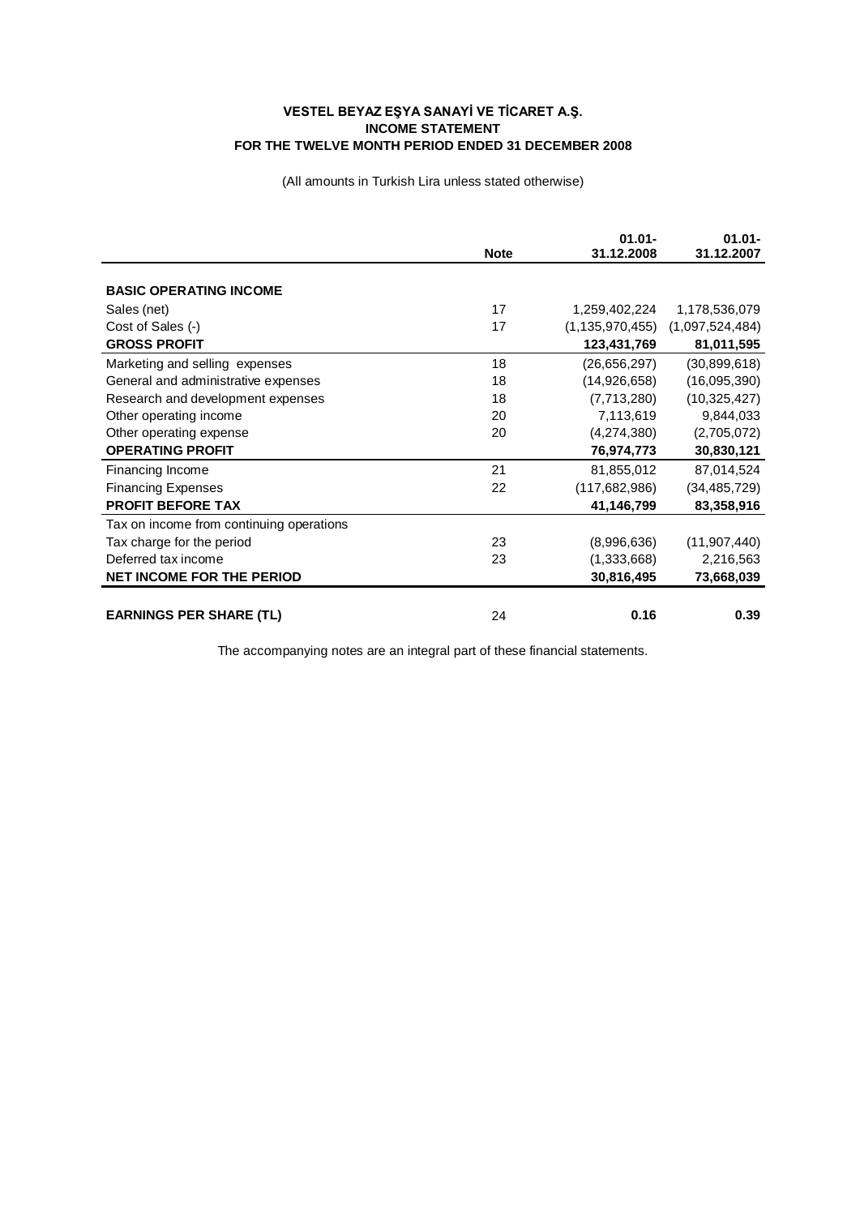**VESTEL BEYAZ EŞYA SANAYİ VE TİCARET A.Ş.**
**INCOME STATEMENT**
**FOR THE TWELVE MONTH PERIOD ENDED 31 DECEMBER 2008**

(All amounts in Turkish Lira unless stated otherwise)

| | Note | 01.01-31.12.2008 | 01.01-31.12.2007 |
|---|---|---|---|
| **BASIC OPERATING INCOME** | | | |
| Sales (net) | 17 | 1,259,402,224 | 1,178,536,079 |
| Cost of Sales (-) | 17 | (1,135,970,455) | (1,097,524,484) |
| **GROSS PROFIT** | | **123,431,769** | **81,011,595** |
| Marketing and selling expenses | 18 | (26,656,297) | (30,899,618) |
| General and administrative expenses | 18 | (14,926,658) | (16,095,390) |
| Research and development expenses | 18 | (7,713,280) | (10,325,427) |
| Other operating income | 20 | 7,113,619 | 9,844,033 |
| Other operating expense | 20 | (4,274,380) | (2,705,072) |
| **OPERATING PROFIT** | | **76,974,773** | **30,830,121** |
| Financing Income | 21 | 81,855,012 | 87,014,524 |
| Financing Expenses | 22 | (117,682,986) | (34,485,729) |
| **PROFIT BEFORE TAX** | | **41,146,799** | **83,358,916** |
| Tax on income from continuing operations | | | |
| Tax charge for the period | 23 | (8,996,636) | (11,907,440) |
| Deferred tax income | 23 | (1,333,668) | 2,216,563 |
| **NET INCOME FOR THE PERIOD** | | **30,816,495** | **73,668,039** |
| **EARNINGS PER SHARE (TL)** | 24 | **0.16** | **0.39** |

The accompanying notes are an integral part of these financial statements.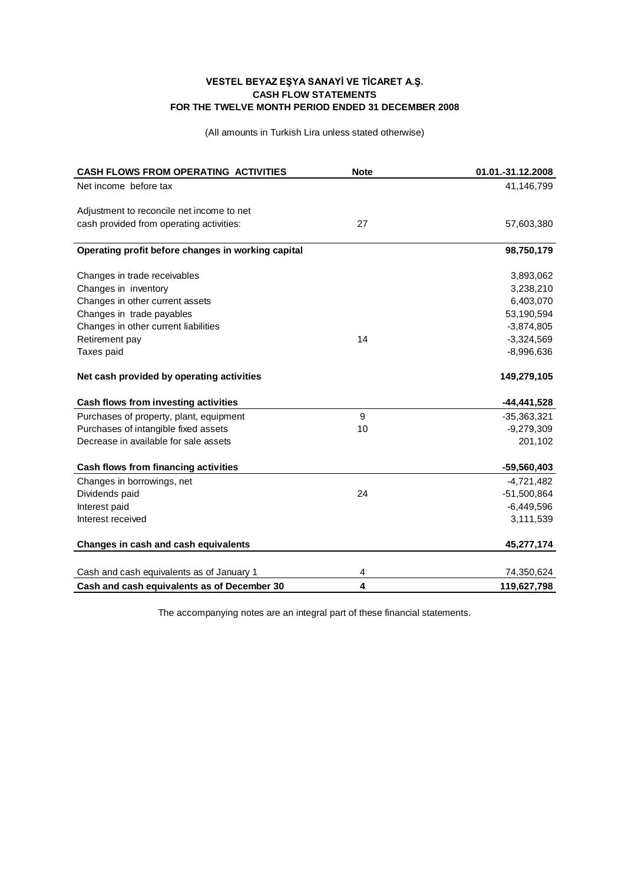**VESTEL BEYAZ EŞYA SANAYİ VE TİCARET A.Ş.**
**CASH FLOW STATEMENTS**
**FOR THE TWELVE MONTH PERIOD ENDED 31 DECEMBER 2008**

(All amounts in Turkish Lira unless stated otherwise)

| **CASH FLOWS FROM OPERATING ACTIVITIES** | **Note** | **01.01.-31.12.2008** |
|---|---|---|
| Net income before tax | | 41,146,799 |
| Adjustment to reconcile net income to net cash provided from operating activities: | 27 | 57,603,380 |
| **Operating profit before changes in working capital** | | **98,750,179** |
| Changes in trade receivables | | 3,893,062 |
| Changes in inventory | | 3,238,210 |
| Changes in other current assets | | 6,403,070 |
| Changes in trade payables | | 53,190,594 |
| Changes in other current liabilities | | -3,874,805 |
| Retirement pay | 14 | -3,324,569 |
| Taxes paid | | -8,996,636 |
| **Net cash provided by operating activities** | | **149,279,105** |
| **Cash flows from investing activities** | | **-44,441,528** |
| Purchases of property, plant, equipment | 9 | -35,363,321 |
| Purchases of intangible fixed assets | 10 | -9,279,309 |
| Decrease in available for sale assets | | 201,102 |
| **Cash flows from financing activities** | | **-59,560,403** |
| Changes in borrowings, net | | -4,721,482 |
| Dividends paid | 24 | -51,500,864 |
| Interest paid | | -6,449,596 |
| Interest received | | 3,111,539 |
| **Changes in cash and cash equivalents** | | **45,277,174** |
| Cash and cash equivalents as of January 1 | 4 | 74,350,624 |
| **Cash and cash equivalents as of December 30** | **4** | **119,627,798** |

The accompanying notes are an integral part of these financial statements.